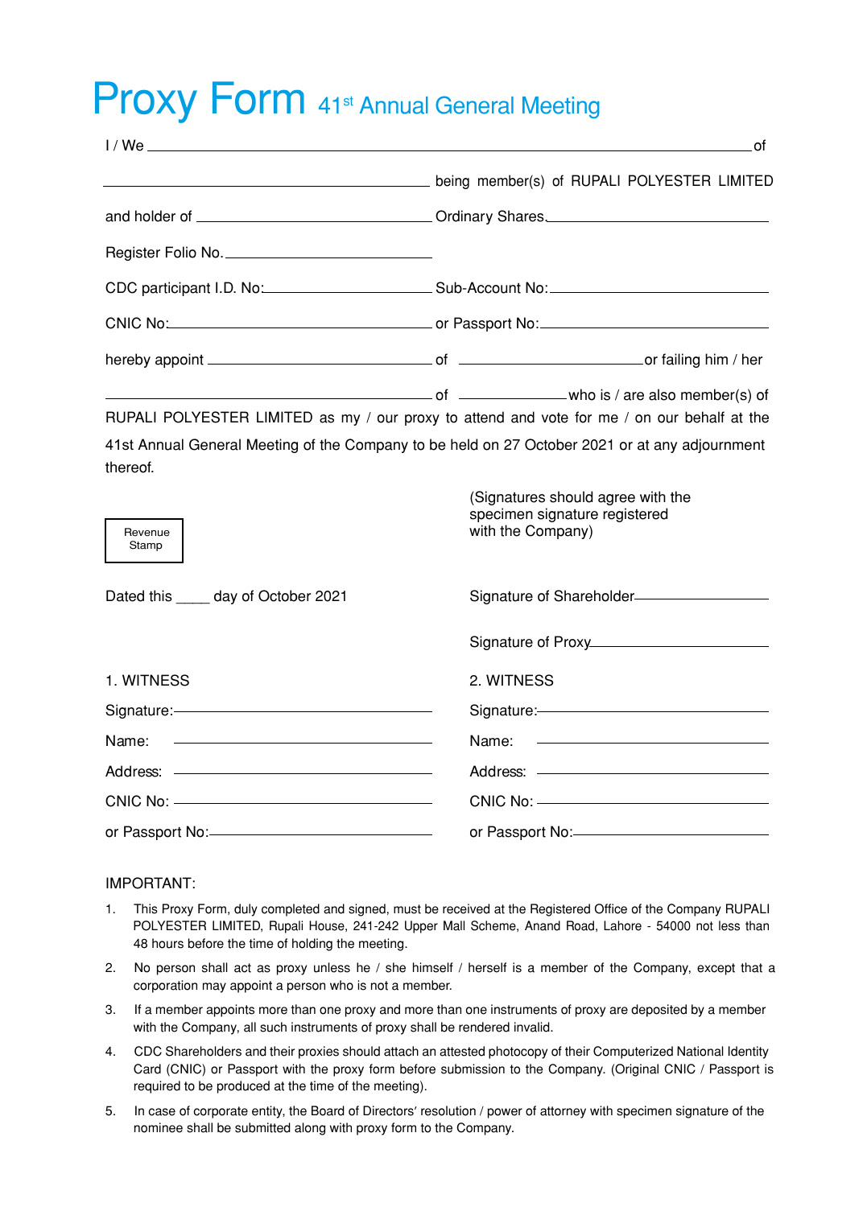# Proxy Form 41st Annual General Meeting

I / We ______________________________________________ of

______________________________ being member(s) of RUPALI POLYESTER LIMITED

and holder of ______________________ Ordinary Shares.______________________

Register Folio No.______________________

CDC participant I.D. No:______________________ Sub-Account No:______________________

CNIC No:______________________ or Passport No:______________________

hereby appoint ______________________ of ______________________ or failing him / her

______________________ of ______________________ who is / are also member(s) of RUPALI POLYESTER LIMITED as my / our proxy to attend and vote for me / on our behalf at the 41st Annual General Meeting of the Company to be held on 27 October 2021 or at any adjournment thereof.

Revenue Stamp

(Signatures should agree with the specimen signature registered with the Company)

Dated this ____ day of October 2021

Signature of Shareholder______________________

Signature of Proxy______________________

1. WITNESS

Signature:______________________

Name: ______________________

Address: ______________________

CNIC No: ______________________

or Passport No:______________________

2. WITNESS

Signature:______________________

Name: ______________________

Address: ______________________

CNIC No: ______________________

or Passport No:______________________

IMPORTANT:

1. This Proxy Form, duly completed and signed, must be received at the Registered Office of the Company RUPALI POLYESTER LIMITED, Rupali House, 241-242 Upper Mall Scheme, Anand Road, Lahore - 54000 not less than 48 hours before the time of holding the meeting.
2. No person shall act as proxy unless he / she himself / herself is a member of the Company, except that a corporation may appoint a person who is not a member.
3. If a member appoints more than one proxy and more than one instruments of proxy are deposited by a member with the Company, all such instruments of proxy shall be rendered invalid.
4. CDC Shareholders and their proxies should attach an attested photocopy of their Computerized National Identity Card (CNIC) or Passport with the proxy form before submission to the Company. (Original CNIC / Passport is required to be produced at the time of the meeting).
5. In case of corporate entity, the Board of Directors' resolution / power of attorney with specimen signature of the nominee shall be submitted along with proxy form to the Company.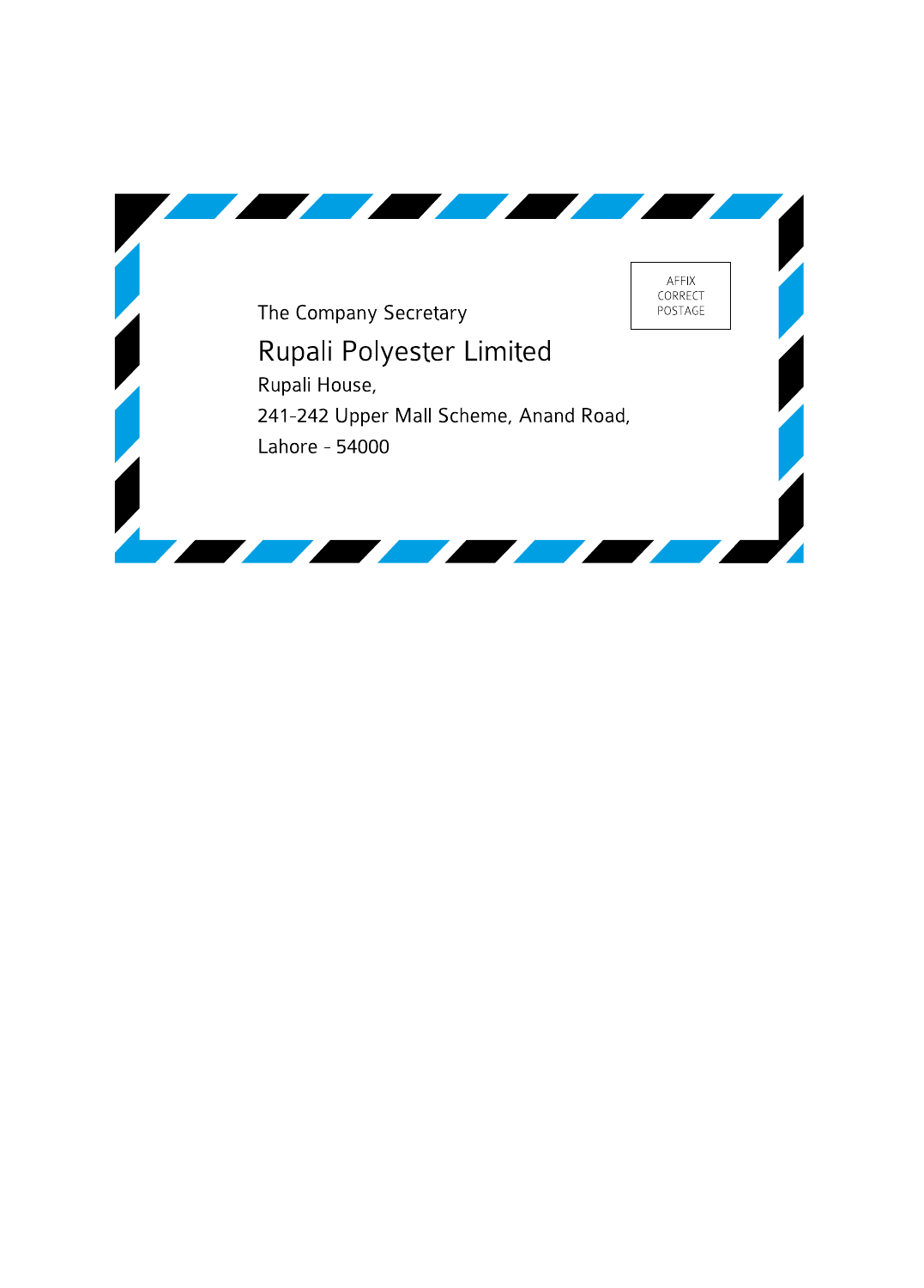AFFIX
CORRECT
POSTAGE

The Company Secretary

Rupali Polyester Limited

Rupali House,

241-242 Upper Mall Scheme, Anand Road,

Lahore - 54000